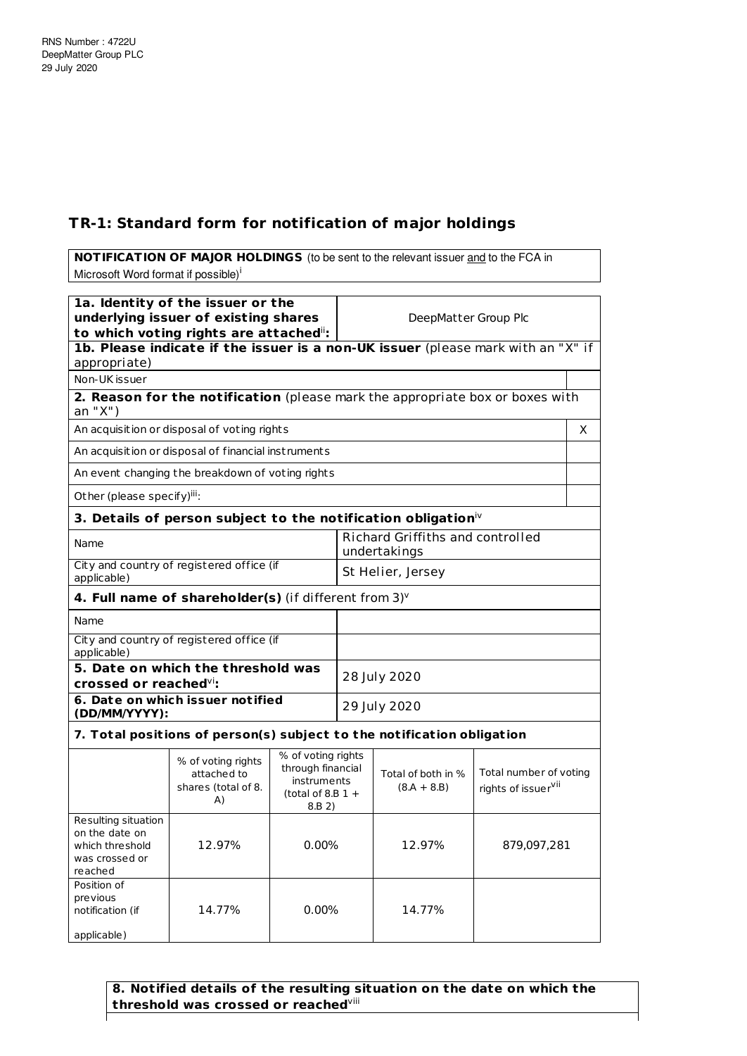RNS Number : 4722U
DeepMatter Group PLC
29 July 2020

## TR-1: Standard form for notification of major holdings

| **NOTIFICATION OF MAJOR HOLDINGS** (to be sent to the relevant issuer and to the FCA in Microsoft Word format if possible)[i] |
|---|

| | |
|---|---|
| **1a. Identity of the issuer or the underlying issuer of existing shares to which voting rights are attached**[ii]**:** | DeepMatter Group Plc |
| **1b. Please indicate if the issuer is a non-UK issuer** (please mark with an "X" if appropriate) | |
| Non-UK issuer | |
| **2. Reason for the notification** (please mark the appropriate box or boxes with an "X") | |
| An acquisition or disposal of voting rights | X |
| An acquisition or disposal of financial instruments | |
| An event changing the breakdown of voting rights | |
| Other (please specify)[iii]: | |
| **3. Details of person subject to the notification obligation**[iv] | |
| Name | Richard Griffiths and controlled undertakings |
| City and country of registered office (if applicable) | St Helier, Jersey |
| **4. Full name of shareholder(s)** (if different from 3)[v] | |
| Name | |
| City and country of registered office (if applicable) | |
| **5. Date on which the threshold was crossed or reached**[vi]**:** | 28 July 2020 |
| **6. Date on which issuer notified (DD/MM/YYYY):** | 29 July 2020 |

**7. Total positions of person(s) subject to the notification obligation**

| | % of voting rights attached to shares (total of 8. A) | % of voting rights through financial instruments (total of 8.B 1 + 8.B 2) | Total of both in % (8.A + 8.B) | Total number of voting rights of issuer[vii] |
|---|---|---|---|---|
| Resulting situation on the date on which threshold was crossed or reached | 12.97% | 0.00% | 12.97% | 879,097,281 |
| Position of previous notification (if applicable) | 14.77% | 0.00% | 14.77% | |

**8. Notified details of the resulting situation on the date on which the threshold was crossed or reached**[viii]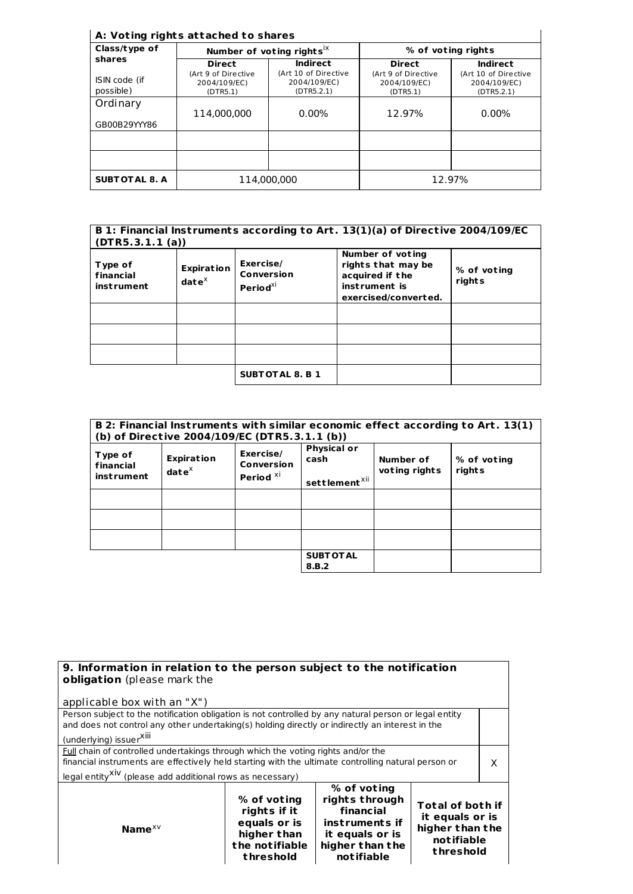**A: Voting rights attached to shares**

| Class/type of shares<br><br>ISIN code (if possible) | Number of voting rights[ix] | | % of voting rights | |
|---|---|---|---|---|
| | **Direct**<br>(Art 9 of Directive 2004/109/EC) (DTR5.1) | **Indirect**<br>(Art 10 of Directive 2004/109/EC) (DTR5.2.1) | **Direct**<br>(Art 9 of Directive 2004/109/EC) (DTR5.1) | **Indirect**<br>(Art 10 of Directive 2004/109/EC) (DTR5.2.1) |
| Ordinary<br><br>GB00B29YYY86 | 114,000,000 | 0.00% | 12.97% | 0.00% |
| | | | | |
| | | | | |
| **SUBTOTAL 8. A** | 114,000,000 | | 12.97% | |

**B 1: Financial Instruments according to Art. 13(1)(a) of Directive 2004/109/EC (DTR5.3.1.1 (a))**

| Type of financial instrument | Expiration date[x] | Exercise/ Conversion Period[xi] | Number of voting rights that may be acquired if the instrument is exercised/converted. | % of voting rights |
|---|---|---|---|---|
| | | | | |
| | | | | |
| | | | | |
| | | **SUBTOTAL 8. B 1** | | |

**B 2: Financial Instruments with similar economic effect according to Art. 13(1) (b) of Directive 2004/109/EC (DTR5.3.1.1 (b))**

| Type of financial instrument | Expiration date[x] | Exercise/ Conversion Period [xi] | Physical or cash settlement[xii] | Number of voting rights | % of voting rights |
|---|---|---|---|---|---|
| | | | | | |
| | | | | | |
| | | | | | |
| | | | **SUBTOTAL 8.B.2** | | |

**9. Information in relation to the person subject to the notification obligation** (please mark the applicable box with an "X")

| | |
|---|---|
| Person subject to the notification obligation is not controlled by any natural person or legal entity and does not control any other undertaking(s) holding directly or indirectly an interest in the (underlying) issuer[xiii] | |
| Full chain of controlled undertakings through which the voting rights and/or the financial instruments are effectively held starting with the ultimate controlling natural person or legal entity[xiv] (please add additional rows as necessary) | X |

| **Name**[xv] | **% of voting rights if it equals or is higher than the notifiable threshold** | **% of voting rights through financial instruments if it equals or is higher than the notifiable** | **Total of both if it equals or is higher than the notifiable threshold** |
|---|---|---|---|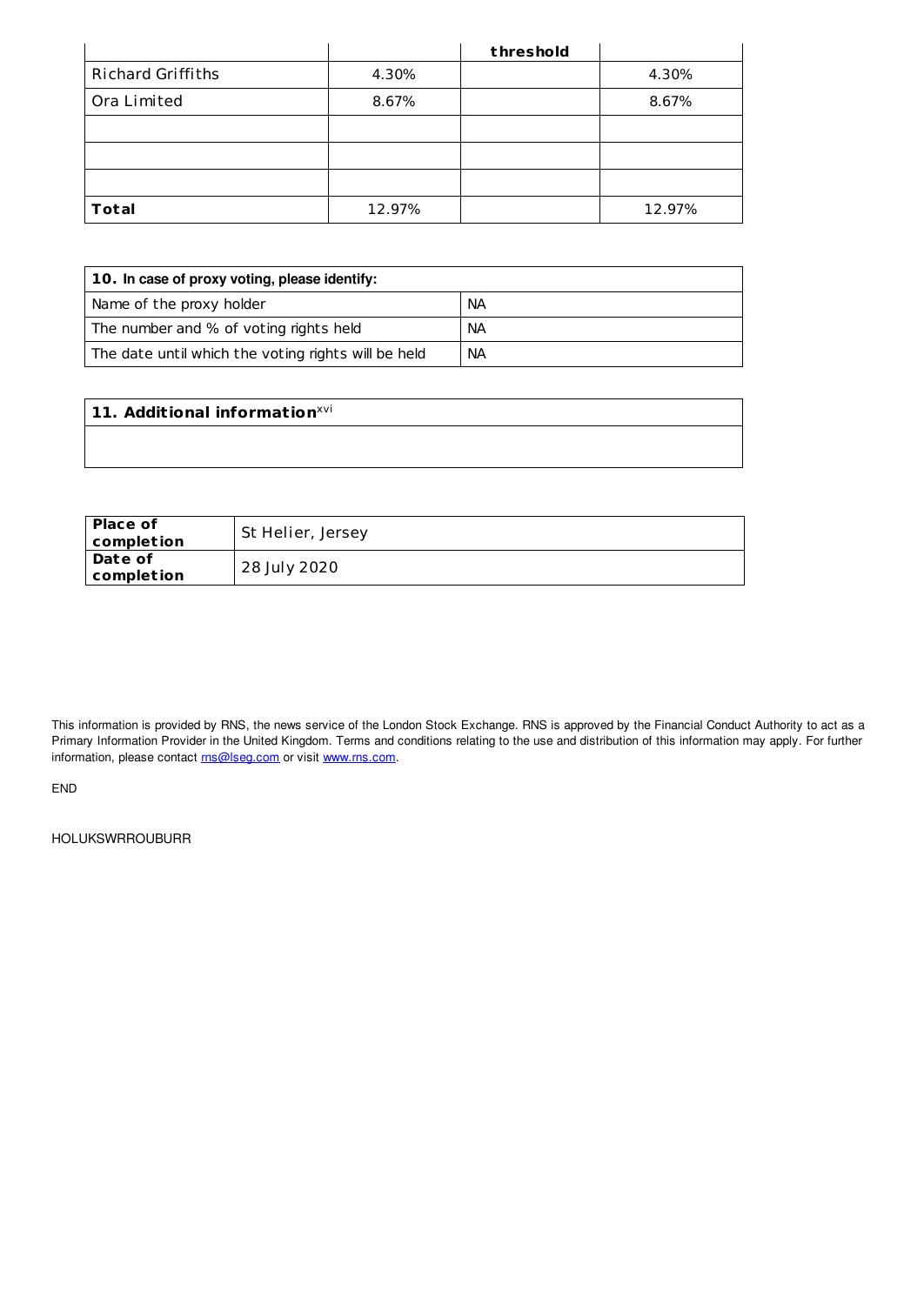| | | threshold | |
|---|---|---|---|
| Richard Griffiths | 4.30% | | 4.30% |
| Ora Limited | 8.67% | | 8.67% |
| | | | |
| | | | |
| | | | |
| **Total** | 12.97% | | 12.97% |

| **10. In case of proxy voting, please identify:** | |
|---|---|
| Name of the proxy holder | NA |
| The number and % of voting rights held | NA |
| The date until which the voting rights will be held | NA |

| **11. Additional information**[xvi] |
|---|
| |

| | |
|---|---|
| **Place of completion** | St Helier, Jersey |
| **Date of completion** | 28 July 2020 |

This information is provided by RNS, the news service of the London Stock Exchange. RNS is approved by the Financial Conduct Authority to act as a Primary Information Provider in the United Kingdom. Terms and conditions relating to the use and distribution of this information may apply. For further information, please contact rns@lseg.com or visit www.rns.com.

END

HOLUKSWRROUBURR